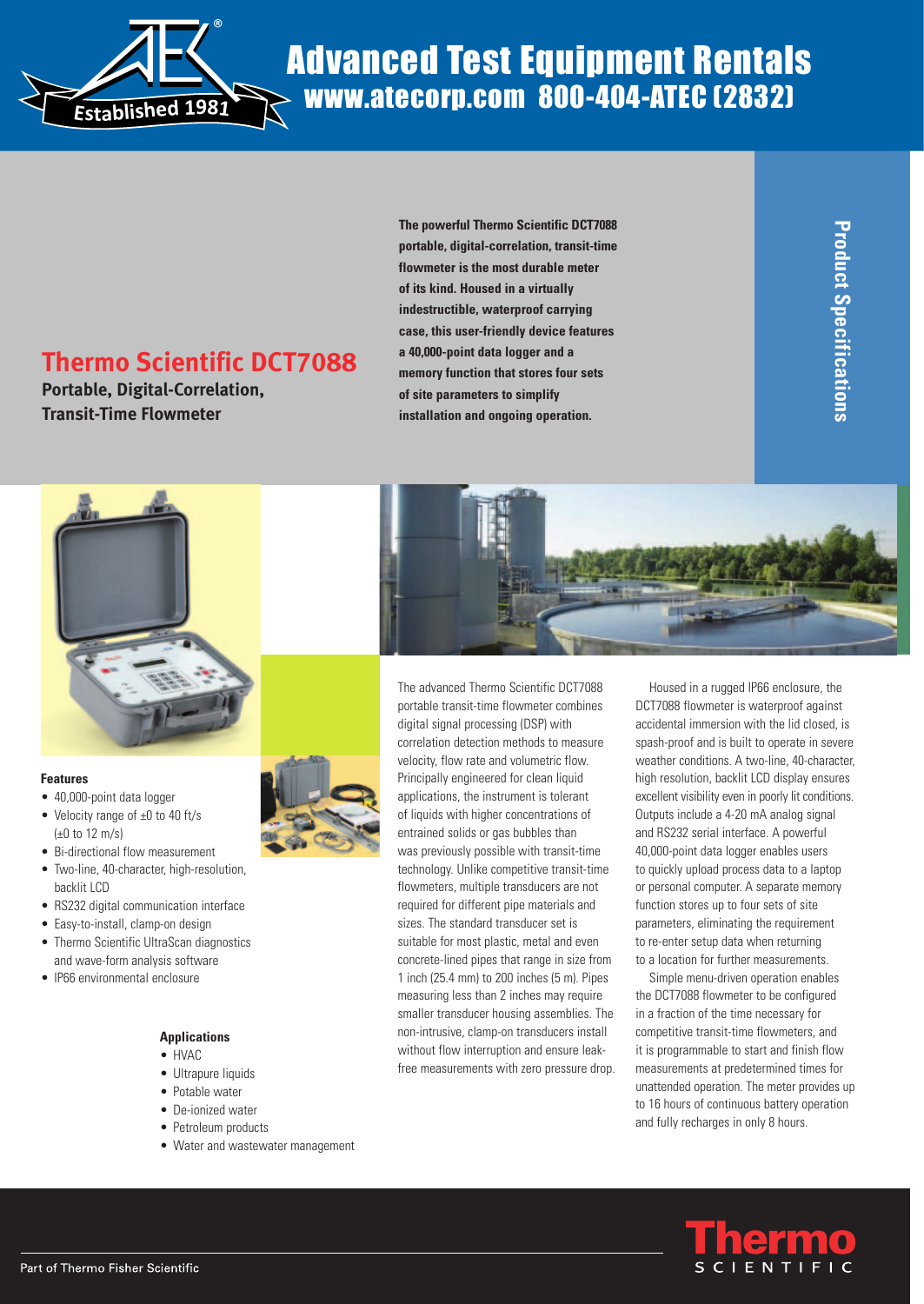# Advanced Test Equipment Rentals

www.atecorp.com 800-404-ATEC (2832)

Established 1981

Product Specifications

## Thermo Scientific DCT7088

**Portable, Digital-Correlation, Transit-Time Flowmeter**

**The powerful Thermo Scientific DCT7088 portable, digital-correlation, transit-time flowmeter is the most durable meter of its kind. Housed in a virtually indestructible, waterproof carrying case, this user-friendly device features a 40,000-point data logger and a memory function that stores four sets of site parameters to simplify installation and ongoing operation.**

### Features

- 40,000-point data logger
- Velocity range of ±0 to 40 ft/s (±0 to 12 m/s)
- Bi-directional flow measurement
- Two-line, 40-character, high-resolution, backlit LCD
- RS232 digital communication interface
- Easy-to-install, clamp-on design
- Thermo Scientific UltraScan diagnostics and wave-form analysis software
- IP66 environmental enclosure

### Applications

- HVAC
- Ultrapure liquids
- Potable water
- De-ionized water
- Petroleum products
- Water and wastewater management

The advanced Thermo Scientific DCT7088 portable transit-time flowmeter combines digital signal processing (DSP) with correlation detection methods to measure velocity, flow rate and volumetric flow. Principally engineered for clean liquid applications, the instrument is tolerant of liquids with higher concentrations of entrained solids or gas bubbles than was previously possible with transit-time technology. Unlike competitive transit-time flowmeters, multiple transducers are not required for different pipe materials and sizes. The standard transducer set is suitable for most plastic, metal and even concrete-lined pipes that range in size from 1 inch (25.4 mm) to 200 inches (5 m). Pipes measuring less than 2 inches may require smaller transducer housing assemblies. The non-intrusive, clamp-on transducers install without flow interruption and ensure leak-free measurements with zero pressure drop.

Housed in a rugged IP66 enclosure, the DCT7088 flowmeter is waterproof against accidental immersion with the lid closed, is spash-proof and is built to operate in severe weather conditions. A two-line, 40-character, high resolution, backlit LCD display ensures excellent visibility even in poorly lit conditions. Outputs include a 4-20 mA analog signal and RS232 serial interface. A powerful 40,000-point data logger enables users to quickly upload process data to a laptop or personal computer. A separate memory function stores up to four sets of site parameters, eliminating the requirement to re-enter setup data when returning to a location for further measurements.

Simple menu-driven operation enables the DCT7088 flowmeter to be configured in a fraction of the time necessary for competitive transit-time flowmeters, and it is programmable to start and finish flow measurements at predetermined times for unattended operation. The meter provides up to 16 hours of continuous battery operation and fully recharges in only 8 hours.

Part of Thermo Fisher Scientific

Thermo SCIENTIFIC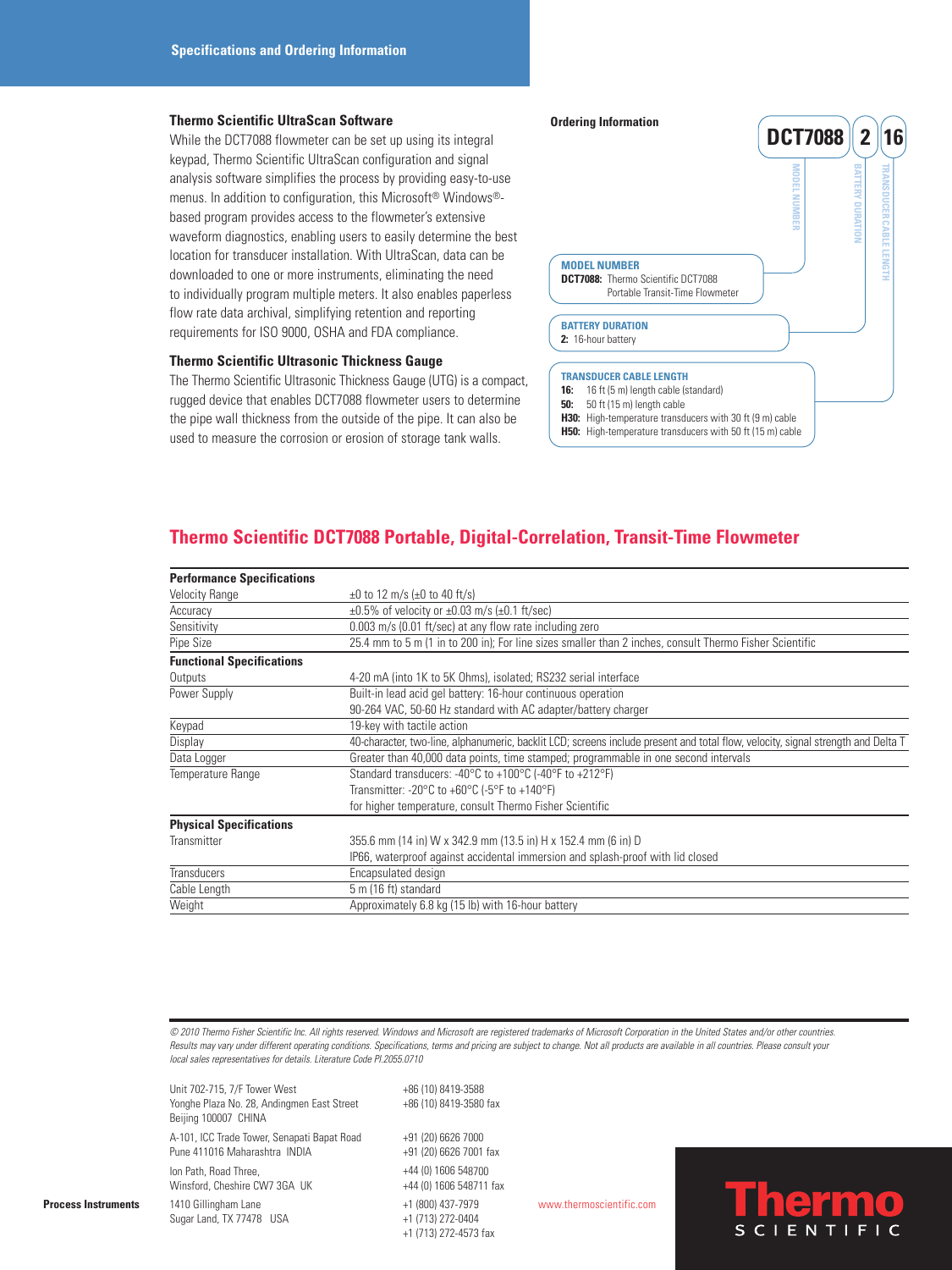## Specifications and Ordering Information

### Thermo Scientific UltraScan Software

While the DCT7088 flowmeter can be set up using its integral keypad, Thermo Scientific UltraScan configuration and signal analysis software simplifies the process by providing easy-to-use menus. In addition to configuration, this Microsoft® Windows®-based program provides access to the flowmeter's extensive waveform diagnostics, enabling users to easily determine the best location for transducer installation. With UltraScan, data can be downloaded to one or more instruments, eliminating the need to individually program multiple meters. It also enables paperless flow rate data archival, simplifying retention and reporting requirements for ISO 9000, OSHA and FDA compliance.

### Thermo Scientific Ultrasonic Thickness Gauge

The Thermo Scientific Ultrasonic Thickness Gauge (UTG) is a compact, rugged device that enables DCT7088 flowmeter users to determine the pipe wall thickness from the outside of the pipe. It can also be used to measure the corrosion or erosion of storage tank walls.

### Ordering Information

**DCT7088 | 2 | 16**

MODEL NUMBER — BATTERY DURATION — TRANSDUCER CABLE LENGTH

**MODEL NUMBER**
**DCT7088:** Thermo Scientific DCT7088 Portable Transit-Time Flowmeter

**BATTERY DURATION**
**2:** 16-hour battery

**TRANSDUCER CABLE LENGTH**
**16:** 16 ft (5 m) length cable (standard)
**50:** 50 ft (15 m) length cable
**H30:** High-temperature transducers with 30 ft (9 m) cable
**H50:** High-temperature transducers with 50 ft (15 m) cable

## Thermo Scientific DCT7088 Portable, Digital-Correlation, Transit-Time Flowmeter

| | |
|---|---|
| **Performance Specifications** | |
| Velocity Range | ±0 to 12 m/s (±0 to 40 ft/s) |
| Accuracy | ±0.5% of velocity or ±0.03 m/s (±0.1 ft/sec) |
| Sensitivity | 0.003 m/s (0.01 ft/sec) at any flow rate including zero |
| Pipe Size | 25.4 mm to 5 m (1 in to 200 in); For line sizes smaller than 2 inches, consult Thermo Fisher Scientific |
| **Functional Specifications** | |
| Outputs | 4-20 mA (into 1K to 5K Ohms), isolated; RS232 serial interface |
| Power Supply | Built-in lead acid gel battery: 16-hour continuous operation<br>90-264 VAC, 50-60 Hz standard with AC adapter/battery charger |
| Keypad | 19-key with tactile action |
| Display | 40-character, two-line, alphanumeric, backlit LCD; screens include present and total flow, velocity, signal strength and Delta T |
| Data Logger | Greater than 40,000 data points, time stamped; programmable in one second intervals |
| Temperature Range | Standard transducers: -40°C to +100°C (-40°F to +212°F)<br>Transmitter: -20°C to +60°C (-5°F to +140°F)<br>for higher temperature, consult Thermo Fisher Scientific |
| **Physical Specifications** | |
| Transmitter | 355.6 mm (14 in) W x 342.9 mm (13.5 in) H x 152.4 mm (6 in) D<br>IP66, waterproof against accidental immersion and splash-proof with lid closed |
| Transducers | Encapsulated design |
| Cable Length | 5 m (16 ft) standard |
| Weight | Approximately 6.8 kg (15 lb) with 16-hour battery |

*© 2010 Thermo Fisher Scientific Inc. All rights reserved. Windows and Microsoft are registered trademarks of Microsoft Corporation in the United States and/or other countries. Results may vary under different operating conditions. Specifications, terms and pricing are subject to change. Not all products are available in all countries. Please consult your local sales representatives for details. Literature Code PI.2055.0710*

**Process Instruments**

Unit 702-715, 7/F Tower West
Yonghe Plaza No. 28, Andingmen East Street
Beijing 100007 CHINA
+86 (10) 8419-3588
+86 (10) 8419-3580 fax

A-101, ICC Trade Tower, Senapati Bapat Road
Pune 411016 Maharashtra INDIA
+91 (20) 6626 7000
+91 (20) 6626 7001 fax

Ion Path, Road Three,
Winsford, Cheshire CW7 3GA UK
+44 (0) 1606 548700
+44 (0) 1606 548711 fax

1410 Gillingham Lane
Sugar Land, TX 77478 USA
+1 (800) 437-7979
+1 (713) 272-0404
+1 (713) 272-4573 fax

www.thermoscientific.com

Thermo SCIENTIFIC